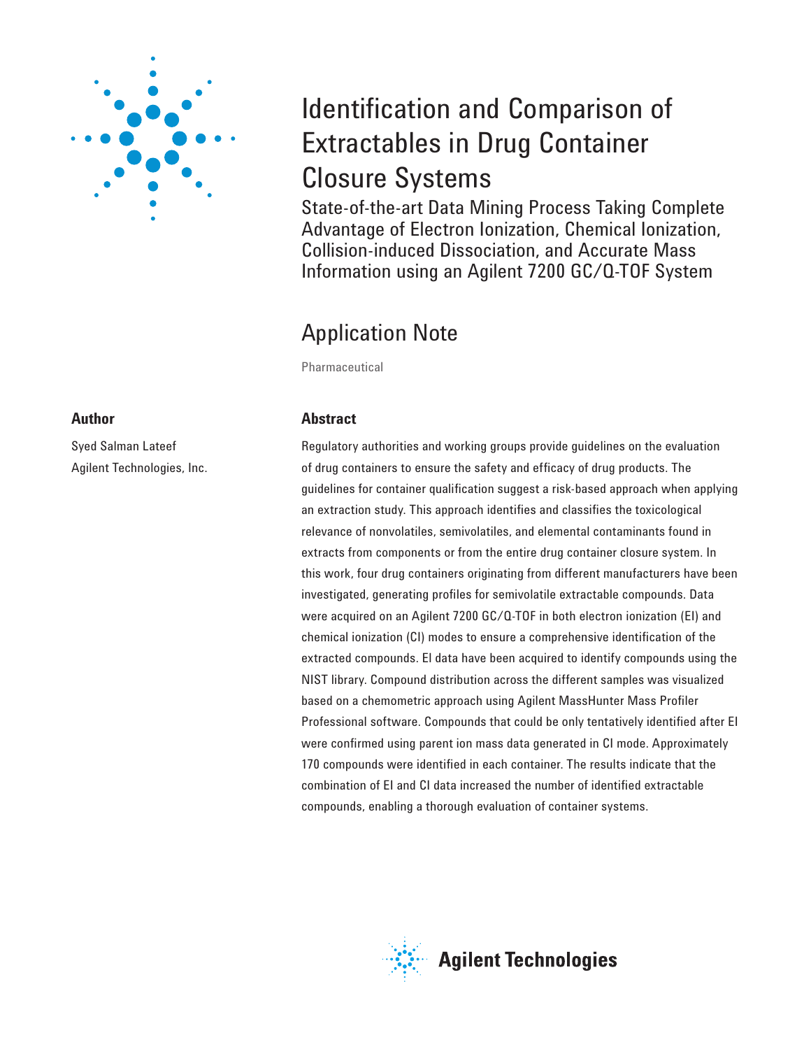# Identification and Comparison of Extractables in Drug Container Closure Systems

State-of-the-art Data Mining Process Taking Complete Advantage of Electron Ionization, Chemical Ionization, Collision-induced Dissociation, and Accurate Mass Information using an Agilent 7200 GC/Q-TOF System

## Application Note

Pharmaceutical

### Author

Syed Salman Lateef

Agilent Technologies, Inc.

### Abstract

Regulatory authorities and working groups provide guidelines on the evaluation of drug containers to ensure the safety and efficacy of drug products. The guidelines for container qualification suggest a risk-based approach when applying an extraction study. This approach identifies and classifies the toxicological relevance of nonvolatiles, semivolatiles, and elemental contaminants found in extracts from components or from the entire drug container closure system. In this work, four drug containers originating from different manufacturers have been investigated, generating profiles for semivolatile extractable compounds. Data were acquired on an Agilent 7200 GC/Q-TOF in both electron ionization (EI) and chemical ionization (CI) modes to ensure a comprehensive identification of the extracted compounds. EI data have been acquired to identify compounds using the NIST library. Compound distribution across the different samples was visualized based on a chemometric approach using Agilent MassHunter Mass Profiler Professional software. Compounds that could be only tentatively identified after EI were confirmed using parent ion mass data generated in CI mode. Approximately 170 compounds were identified in each container. The results indicate that the combination of EI and CI data increased the number of identified extractable compounds, enabling a thorough evaluation of container systems.

Agilent Technologies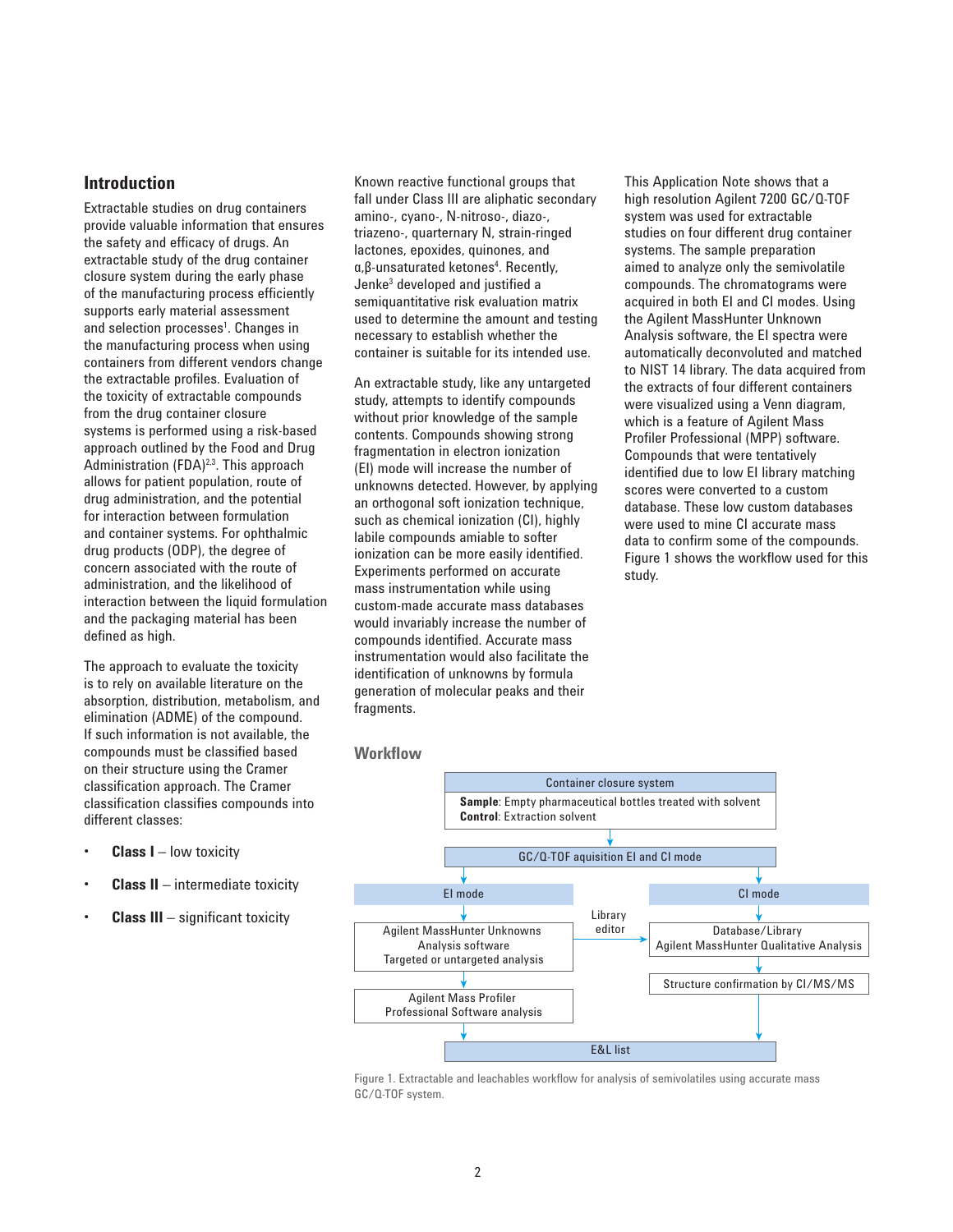## Introduction

Extractable studies on drug containers provide valuable information that ensures the safety and efficacy of drugs. An extractable study of the drug container closure system during the early phase of the manufacturing process efficiently supports early material assessment and selection processes[1]. Changes in the manufacturing process when using containers from different vendors change the extractable profiles. Evaluation of the toxicity of extractable compounds from the drug container closure systems is performed using a risk-based approach outlined by the Food and Drug Administration (FDA)[2,3]. This approach allows for patient population, route of drug administration, and the potential for interaction between formulation and container systems. For ophthalmic drug products (ODP), the degree of concern associated with the route of administration, and the likelihood of interaction between the liquid formulation and the packaging material has been defined as high.

The approach to evaluate the toxicity is to rely on available literature on the absorption, distribution, metabolism, and elimination (ADME) of the compound. If such information is not available, the compounds must be classified based on their structure using the Cramer classification approach. The Cramer classification classifies compounds into different classes:

- **Class I** – low toxicity
- **Class II** – intermediate toxicity
- **Class III** – significant toxicity

Known reactive functional groups that fall under Class III are aliphatic secondary amino-, cyano-, N-nitroso-, diazo-, triazeno-, quarternary N, strain-ringed lactones, epoxides, quinones, and α,β-unsaturated ketones[4]. Recently, Jenke[3] developed and justified a semiquantitative risk evaluation matrix used to determine the amount and testing necessary to establish whether the container is suitable for its intended use.

An extractable study, like any untargeted study, attempts to identify compounds without prior knowledge of the sample contents. Compounds showing strong fragmentation in electron ionization (EI) mode will increase the number of unknowns detected. However, by applying an orthogonal soft ionization technique, such as chemical ionization (CI), highly labile compounds amiable to softer ionization can be more easily identified. Experiments performed on accurate mass instrumentation while using custom-made accurate mass databases would invariably increase the number of compounds identified. Accurate mass instrumentation would also facilitate the identification of unknowns by formula generation of molecular peaks and their fragments.

This Application Note shows that a high resolution Agilent 7200 GC/Q-TOF system was used for extractable studies on four different drug container systems. The sample preparation aimed to analyze only the semivolatile compounds. The chromatograms were acquired in both EI and CI modes. Using the Agilent MassHunter Unknown Analysis software, the EI spectra were automatically deconvoluted and matched to NIST 14 library. The data acquired from the extracts of four different containers were visualized using a Venn diagram, which is a feature of Agilent Mass Profiler Professional (MPP) software. Compounds that were tentatively identified due to low EI library matching scores were converted to a custom database. These low custom databases were used to mine CI accurate mass data to confirm some of the compounds. Figure 1 shows the workflow used for this study.

## Workflow

Container closure system

**Sample**: Empty pharmaceutical bottles treated with solvent
**Control**: Extraction solvent

GC/Q-TOF aquisition EI and CI mode

EI mode

CI mode

Agilent MassHunter Unknowns Analysis software
Targeted or untargeted analysis

Library editor

Database/Library
Agilent MassHunter Qualitative Analysis

Structure confirmation by CI/MS/MS

Agilent Mass Profiler Professional Software analysis

E&L list

Figure 1. Extractable and leachables workflow for analysis of semivolatiles using accurate mass GC/Q-TOF system.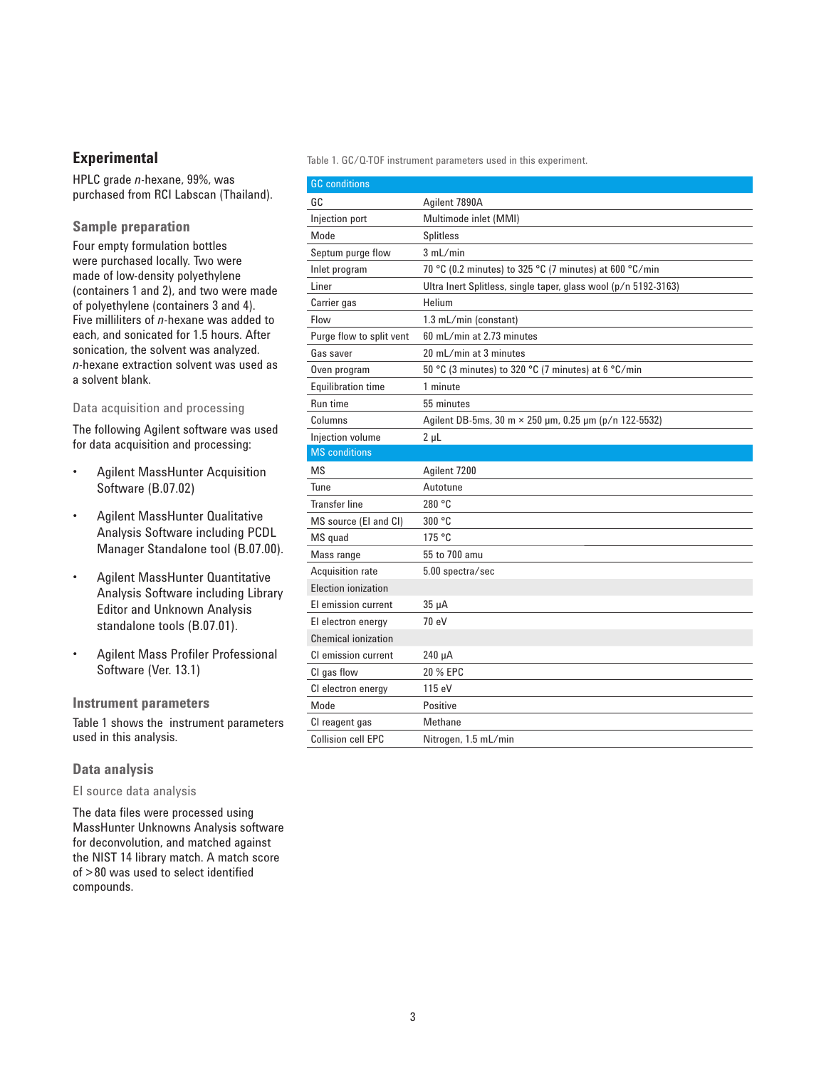## Experimental

HPLC grade *n*-hexane, 99%, was purchased from RCI Labscan (Thailand).

### Sample preparation

Four empty formulation bottles were purchased locally. Two were made of low-density polyethylene (containers 1 and 2), and two were made of polyethylene (containers 3 and 4). Five milliliters of *n*-hexane was added to each, and sonicated for 1.5 hours. After sonication, the solvent was analyzed. *n*-hexane extraction solvent was used as a solvent blank.

#### Data acquisition and processing

The following Agilent software was used for data acquisition and processing:

- Agilent MassHunter Acquisition Software (B.07.02)
- Agilent MassHunter Qualitative Analysis Software including PCDL Manager Standalone tool (B.07.00).
- Agilent MassHunter Quantitative Analysis Software including Library Editor and Unknown Analysis standalone tools (B.07.01).
- Agilent Mass Profiler Professional Software (Ver. 13.1)

### Instrument parameters

Table 1 shows the instrument parameters used in this analysis.

Table 1. GC/Q-TOF instrument parameters used in this experiment.

| GC conditions | |
|---|---|
| GC | Agilent 7890A |
| Injection port | Multimode inlet (MMI) |
| Mode | Splitless |
| Septum purge flow | 3 mL/min |
| Inlet program | 70 °C (0.2 minutes) to 325 °C (7 minutes) at 600 °C/min |
| Liner | Ultra Inert Splitless, single taper, glass wool (p/n 5192-3163) |
| Carrier gas | Helium |
| Flow | 1.3 mL/min (constant) |
| Purge flow to split vent | 60 mL/min at 2.73 minutes |
| Gas saver | 20 mL/min at 3 minutes |
| Oven program | 50 °C (3 minutes) to 320 °C (7 minutes) at 6 °C/min |
| Equilibration time | 1 minute |
| Run time | 55 minutes |
| Columns | Agilent DB-5ms, 30 m × 250 µm, 0.25 µm (p/n 122-5532) |
| Injection volume | 2 µL |
| **MS conditions** | |
| MS | Agilent 7200 |
| Tune | Autotune |
| Transfer line | 280 °C |
| MS source (EI and CI) | 300 °C |
| MS quad | 175 °C |
| Mass range | 55 to 700 amu |
| Acquisition rate | 5.00 spectra/sec |
| Election ionization | |
| EI emission current | 35 µA |
| EI electron energy | 70 eV |
| Chemical ionization | |
| CI emission current | 240 µA |
| CI gas flow | 20 % EPC |
| CI electron energy | 115 eV |
| Mode | Positive |
| CI reagent gas | Methane |
| Collision cell EPC | Nitrogen, 1.5 mL/min |

### Data analysis

#### EI source data analysis

The data files were processed using MassHunter Unknowns Analysis software for deconvolution, and matched against the NIST 14 library match. A match score of >80 was used to select identified compounds.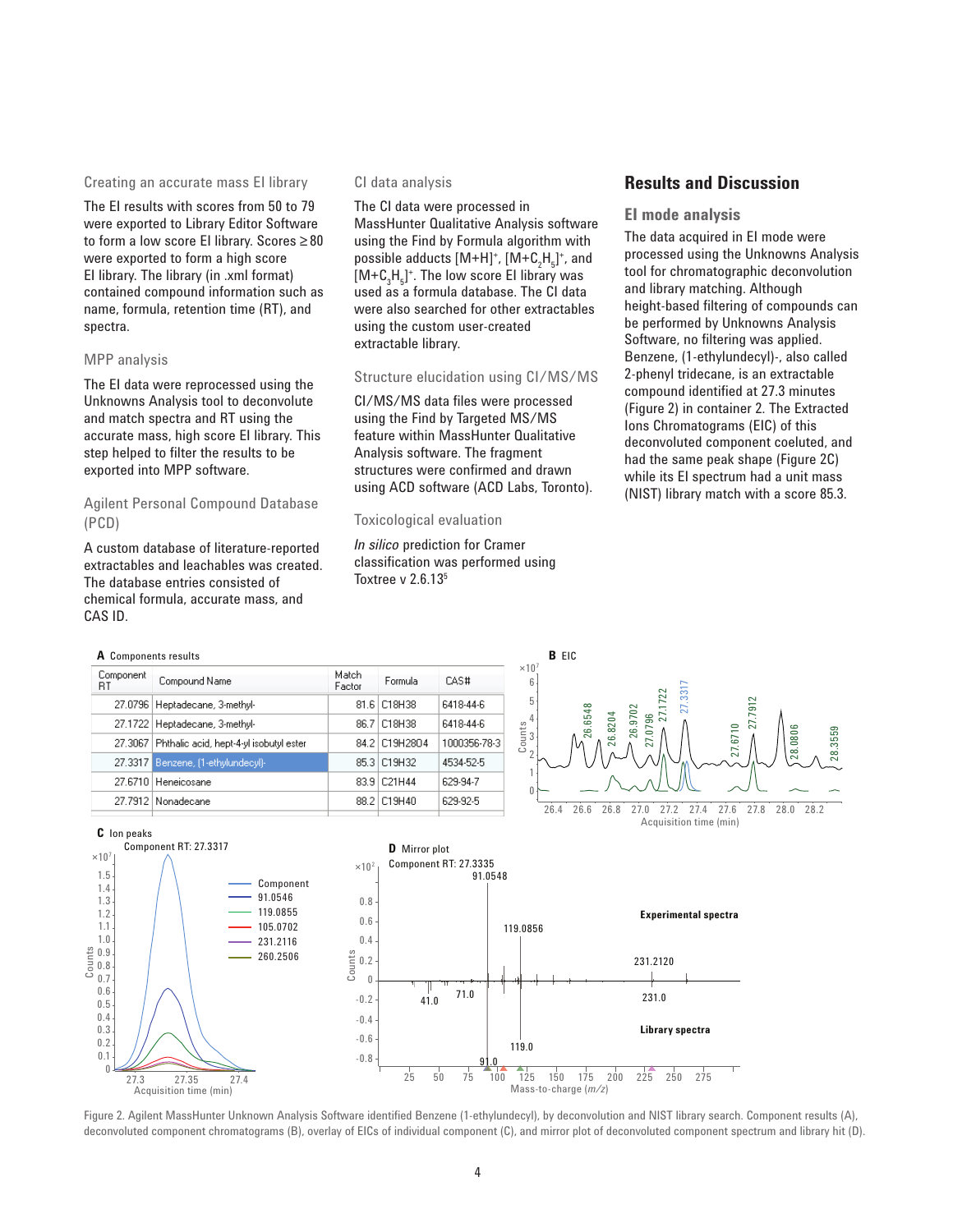### Creating an accurate mass EI library

The EI results with scores from 50 to 79 were exported to Library Editor Software to form a low score EI library. Scores ≥ 80 were exported to form a high score EI library. The library (in .xml format) contained compound information such as name, formula, retention time (RT), and spectra.

### MPP analysis

The EI data were reprocessed using the Unknowns Analysis tool to deconvolute and match spectra and RT using the accurate mass, high score EI library. This step helped to filter the results to be exported into MPP software.

### Agilent Personal Compound Database (PCD)

A custom database of literature-reported extractables and leachables was created. The database entries consisted of chemical formula, accurate mass, and CAS ID.

### CI data analysis

The CI data were processed in MassHunter Qualitative Analysis software using the Find by Formula algorithm with possible adducts $[M+H]^+$, $[M+C_2H_5]^+$, and $[M+C_3H_5]^+$. The low score EI library was used as a formula database. The CI data were also searched for other extractables using the custom user-created extractable library.

### Structure elucidation using CI/MS/MS

CI/MS/MS data files were processed using the Find by Targeted MS/MS feature within MassHunter Qualitative Analysis software. The fragment structures were confirmed and drawn using ACD software (ACD Labs, Toronto).

### Toxicological evaluation

*In silico* prediction for Cramer classification was performed using Toxtree v 2.6.13[5]

## Results and Discussion

### EI mode analysis

The data acquired in EI mode were processed using the Unknowns Analysis tool for chromatographic deconvolution and library matching. Although height-based filtering of compounds can be performed by Unknowns Analysis Software, no filtering was applied. Benzene, (1-ethylundecyl)-, also called 2-phenyl tridecane, is an extractable compound identified at 27.3 minutes (Figure 2) in container 2. The Extracted Ions Chromatograms (EIC) of this deconvoluted component coeluted, and had the same peak shape (Figure 2C) while its EI spectrum had a unit mass (NIST) library match with a score 85.3.

**A** Components results

| Component RT | Compound Name | Match Factor | Formula | CAS# |
|---|---|---|---|---|
| 27.0796 | Heptadecane, 3-methyl- | 81.6 | C18H38 | 6418-44-6 |
| 27.1722 | Heptadecane, 3-methyl- | 86.7 | C18H38 | 6418-44-6 |
| 27.3067 | Phthalic acid, hept-4-yl isobutyl ester | 84.2 | C19H28O4 | 1000356-78-3 |
| 27.3317 | Benzene, (1-ethylundecyl)- | 85.3 | C19H32 | 4534-52-5 |
| 27.6710 | Heneicosane | 83.9 | C21H44 | 629-94-7 |
| 27.7912 | Nonadecane | 88.2 | C19H40 | 629-92-5 |

**B** EIC

×10^7
Counts
26.6548, 26.8204, 26.9702, 27.0796, 27.1722, 27.3317, 27.6710, 27.7912, 28.0806, 28.3559
26.4 26.6 26.8 27.0 27.2 27.4 27.6 27.8 28.0 28.2
Acquisition time (min)

**C** Ion peaks

Component RT: 27.3317
×10^7
Counts
Component
91.0546
119.0855
105.0702
231.2116
260.2506
27.3 27.35 27.4
Acquisition time (min)

**D** Mirror plot

Component RT: 27.3335
×10^2
Counts
91.0548
119.0856
231.2120
Experimental spectra
41.0
71.0
91.0
119.0
231.0
Library spectra
Mass-to-charge (*m/z*)

Figure 2. Agilent MassHunter Unknown Analysis Software identified Benzene (1-ethylundecyl), by deconvolution and NIST library search. Component results (A), deconvoluted component chromatograms (B), overlay of EICs of individual component (C), and mirror plot of deconvoluted component spectrum and library hit (D).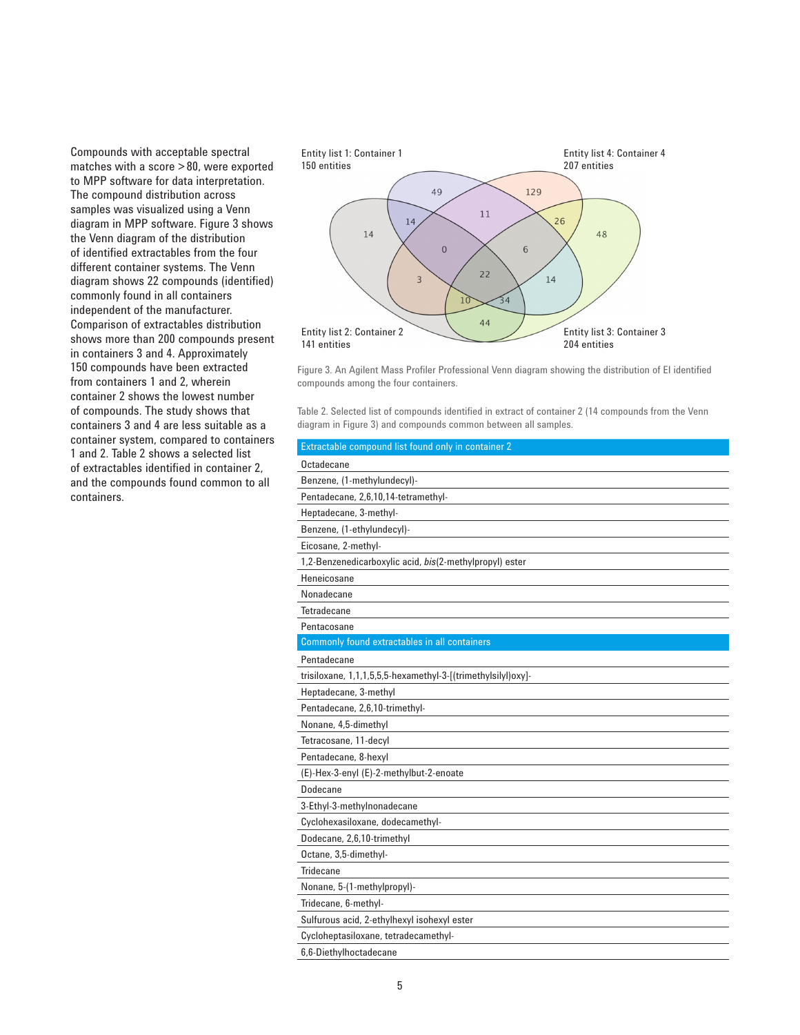Compounds with acceptable spectral matches with a score >80, were exported to MPP software for data interpretation. The compound distribution across samples was visualized using a Venn diagram in MPP software. Figure 3 shows the Venn diagram of the distribution of identified extractables from the four different container systems. The Venn diagram shows 22 compounds (identified) commonly found in all containers independent of the manufacturer. Comparison of extractables distribution shows more than 200 compounds present in containers 3 and 4. Approximately 150 compounds have been extracted from containers 1 and 2, wherein container 2 shows the lowest number of compounds. The study shows that containers 3 and 4 are less suitable as a container system, compared to containers 1 and 2. Table 2 shows a selected list of extractables identified in container 2, and the compounds found common to all containers.

Entity list 1: Container 1
150 entities

Entity list 4: Container 4
207 entities

Entity list 2: Container 2
141 entities

Entity list 3: Container 3
204 entities

49
129
14
11
26
48
14
0
6
3
22
14
10
34
44

Figure 3. An Agilent Mass Profiler Professional Venn diagram showing the distribution of EI identified compounds among the four containers.

Table 2. Selected list of compounds identified in extract of container 2 (14 compounds from the Venn diagram in Figure 3) and compounds common between all samples.

| Extractable compound list found only in container 2 |
|---|
| Octadecane |
| Benzene, (1-methylundecyl)- |
| Pentadecane, 2,6,10,14-tetramethyl- |
| Heptadecane, 3-methyl- |
| Benzene, (1-ethylundecyl)- |
| Eicosane, 2-methyl- |
| 1,2-Benzenedicarboxylic acid, *bis*(2-methylpropyl) ester |
| Heneicosane |
| Nonadecane |
| Tetradecane |
| Pentacosane |
| **Commonly found extractables in all containers** |
| Pentadecane |
| trisiloxane, 1,1,1,5,5,5-hexamethyl-3-[(trimethylsilyl)oxy]- |
| Heptadecane, 3-methyl |
| Pentadecane, 2,6,10-trimethyl- |
| Nonane, 4,5-dimethyl |
| Tetracosane, 11-decyl |
| Pentadecane, 8-hexyl |
| (E)-Hex-3-enyl (E)-2-methylbut-2-enoate |
| Dodecane |
| 3-Ethyl-3-methylnonadecane |
| Cyclohexasiloxane, dodecamethyl- |
| Dodecane, 2,6,10-trimethyl |
| Octane, 3,5-dimethyl- |
| Tridecane |
| Nonane, 5-(1-methylpropyl)- |
| Tridecane, 6-methyl- |
| Sulfurous acid, 2-ethylhexyl isohexyl ester |
| Cycloheptasiloxane, tetradecamethyl- |
| 6,6-Diethylhoctadecane |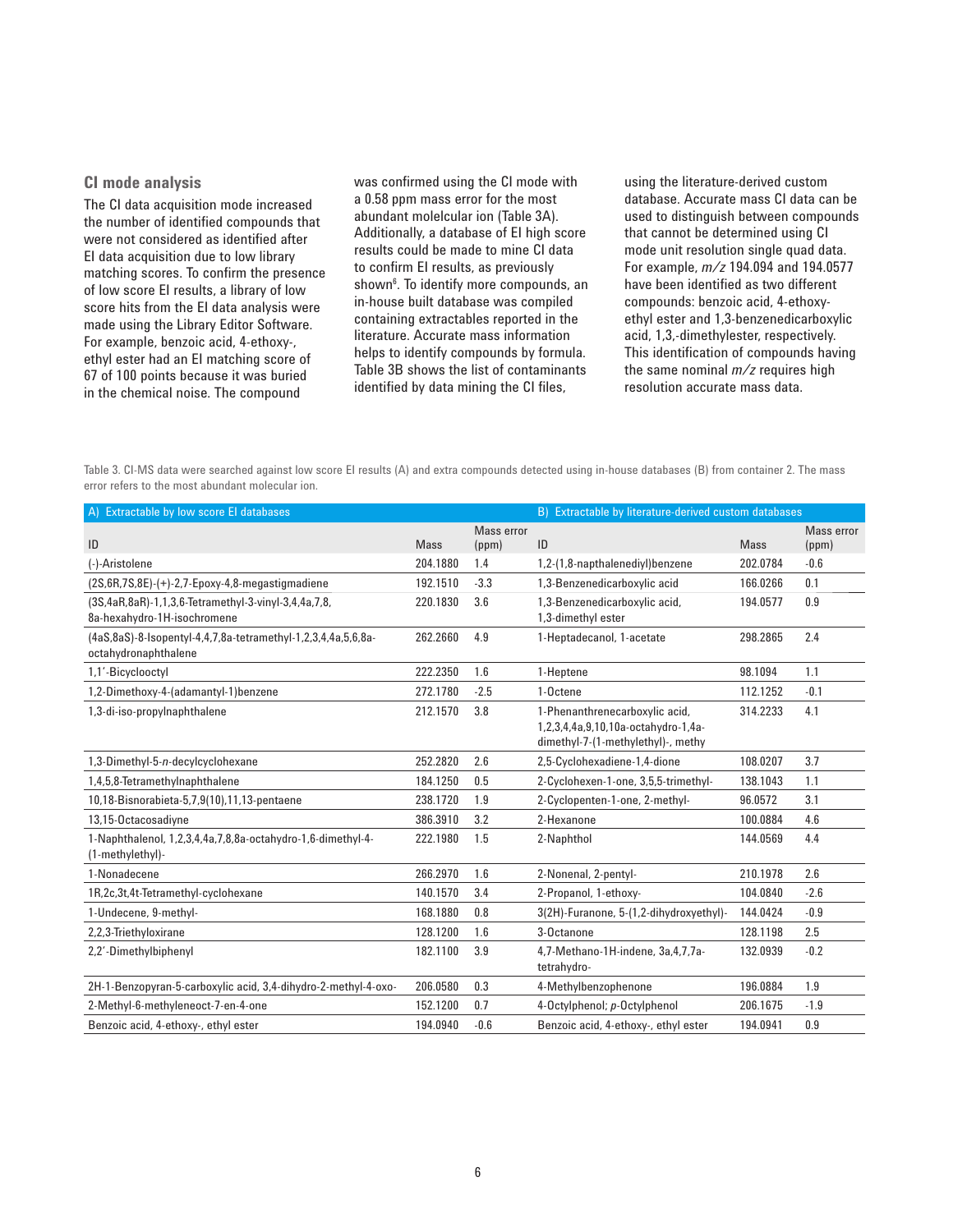## CI mode analysis

The CI data acquisition mode increased the number of identified compounds that were not considered as identified after EI data acquisition due to low library matching scores. To confirm the presence of low score EI results, a library of low score hits from the EI data analysis were made using the Library Editor Software. For example, benzoic acid, 4-ethoxy-, ethyl ester had an EI matching score of 67 of 100 points because it was buried in the chemical noise. The compound was confirmed using the CI mode with a 0.58 ppm mass error for the most abundant molelcular ion (Table 3A). Additionally, a database of EI high score results could be made to mine CI data to confirm EI results, as previously shown[6]. To identify more compounds, an in-house built database was compiled containing extractables reported in the literature. Accurate mass information helps to identify compounds by formula. Table 3B shows the list of contaminants identified by data mining the CI files, using the literature-derived custom database. Accurate mass CI data can be used to distinguish between compounds that cannot be determined using CI mode unit resolution single quad data. For example, *m/z* 194.094 and 194.0577 have been identified as two different compounds: benzoic acid, 4-ethoxy-ethyl ester and 1,3-benzenedicarboxylic acid, 1,3,-dimethylester, respectively. This identification of compounds having the same nominal *m/z* requires high resolution accurate mass data.

Table 3. CI-MS data were searched against low score EI results (A) and extra compounds detected using in-house databases (B) from container 2. The mass error refers to the most abundant molecular ion.

| A) Extractable by low score EI databases | | | B) Extractable by literature-derived custom databases | | |
|---|---|---|---|---|---|
| ID | Mass | Mass error (ppm) | ID | Mass | Mass error (ppm) |
| (-)-Aristolene | 204.1880 | 1.4 | 1,2-(1,8-napthalenediyl)benzene | 202.0784 | -0.6 |
| (2S,6R,7S,8E)-(+)-2,7-Epoxy-4,8-megastigmadiene | 192.1510 | -3.3 | 1,3-Benzenedicarboxylic acid | 166.0266 | 0.1 |
| (3S,4aR,8aR)-1,1,3,6-Tetramethyl-3-vinyl-3,4,4a,7,8, 8a-hexahydro-1H-isochromene | 220.1830 | 3.6 | 1,3-Benzenedicarboxylic acid, 1,3-dimethyl ester | 194.0577 | 0.9 |
| (4aS,8aS)-8-Isopentyl-4,4,7,8a-tetramethyl-1,2,3,4,4a,5,6,8a-octahydronaphthalene | 262.2660 | 4.9 | 1-Heptadecanol, 1-acetate | 298.2865 | 2.4 |
| 1,1′-Bicyclooctyl | 222.2350 | 1.6 | 1-Heptene | 98.1094 | 1.1 |
| 1,2-Dimethoxy-4-(adamantyl-1)benzene | 272.1780 | -2.5 | 1-Octene | 112.1252 | -0.1 |
| 1,3-di-iso-propylnaphthalene | 212.1570 | 3.8 | 1-Phenanthrenecarboxylic acid, 1,2,3,4,4a,9,10,10a-octahydro-1,4a-dimethyl-7-(1-methylethyl)-, methy | 314.2233 | 4.1 |
| 1,3-Dimethyl-5-*n*-decylcyclohexane | 252.2820 | 2.6 | 2,5-Cyclohexadiene-1,4-dione | 108.0207 | 3.7 |
| 1,4,5,8-Tetramethylnaphthalene | 184.1250 | 0.5 | 2-Cyclohexen-1-one, 3,5,5-trimethyl- | 138.1043 | 1.1 |
| 10,18-Bisnorabieta-5,7,9(10),11,13-pentaene | 238.1720 | 1.9 | 2-Cyclopenten-1-one, 2-methyl- | 96.0572 | 3.1 |
| 13,15-Octacosadiyne | 386.3910 | 3.2 | 2-Hexanone | 100.0884 | 4.6 |
| 1-Naphthalenol, 1,2,3,4,4a,7,8,8a-octahydro-1,6-dimethyl-4-(1-methylethyl)- | 222.1980 | 1.5 | 2-Naphthol | 144.0569 | 4.4 |
| 1-Nonadecene | 266.2970 | 1.6 | 2-Nonenal, 2-pentyl- | 210.1978 | 2.6 |
| 1R,2c,3t,4t-Tetramethyl-cyclohexane | 140.1570 | 3.4 | 2-Propanol, 1-ethoxy- | 104.0840 | -2.6 |
| 1-Undecene, 9-methyl- | 168.1880 | 0.8 | 3(2H)-Furanone, 5-(1,2-dihydroxyethyl)- | 144.0424 | -0.9 |
| 2,2,3-Triethyloxirane | 128.1200 | 1.6 | 3-Octanone | 128.1198 | 2.5 |
| 2,2′-Dimethylbiphenyl | 182.1100 | 3.9 | 4,7-Methano-1H-indene, 3a,4,7,7a-tetrahydro- | 132.0939 | -0.2 |
| 2H-1-Benzopyran-5-carboxylic acid, 3,4-dihydro-2-methyl-4-oxo- | 206.0580 | 0.3 | 4-Methylbenzophenone | 196.0884 | 1.9 |
| 2-Methyl-6-methyleneoct-7-en-4-one | 152.1200 | 0.7 | 4-Octylphenol; *p*-Octylphenol | 206.1675 | -1.9 |
| Benzoic acid, 4-ethoxy-, ethyl ester | 194.0940 | -0.6 | Benzoic acid, 4-ethoxy-, ethyl ester | 194.0941 | 0.9 |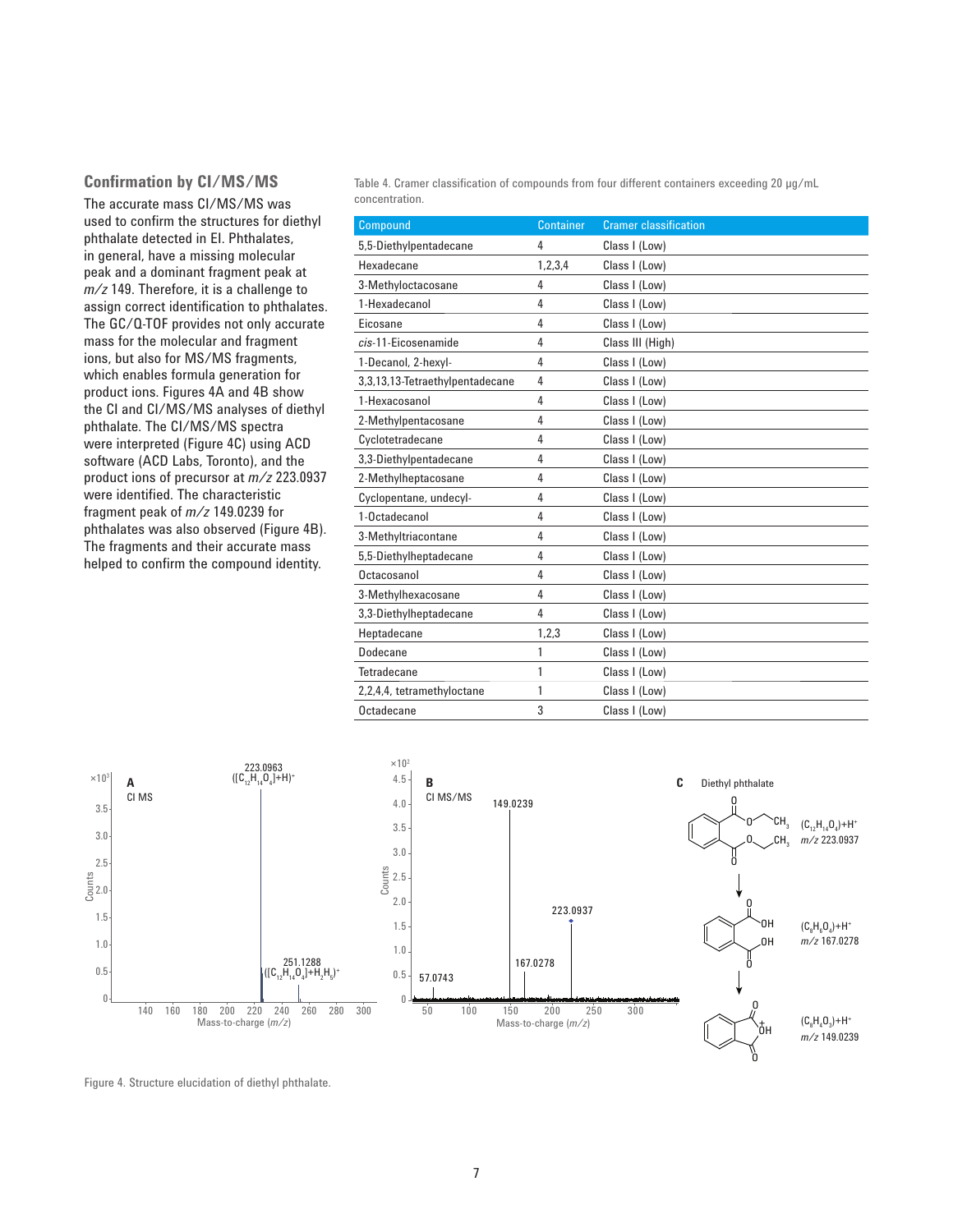## Confirmation by CI/MS/MS

The accurate mass CI/MS/MS was used to confirm the structures for diethyl phthalate detected in EI. Phthalates, in general, have a missing molecular peak and a dominant fragment peak at *m/z* 149. Therefore, it is a challenge to assign correct identification to phthalates. The GC/Q-TOF provides not only accurate mass for the molecular and fragment ions, but also for MS/MS fragments, which enables formula generation for product ions. Figures 4A and 4B show the CI and CI/MS/MS analyses of diethyl phthalate. The CI/MS/MS spectra were interpreted (Figure 4C) using ACD software (ACD Labs, Toronto), and the product ions of precursor at *m/z* 223.0937 were identified. The characteristic fragment peak of *m/z* 149.0239 for phthalates was also observed (Figure 4B). The fragments and their accurate mass helped to confirm the compound identity.

Table 4. Cramer classification of compounds from four different containers exceeding 20 µg/mL concentration.

| Compound | Container | Cramer classification |
|---|---|---|
| 5,5-Diethylpentadecane | 4 | Class I (Low) |
| Hexadecane | 1,2,3,4 | Class I (Low) |
| 3-Methyloctacosane | 4 | Class I (Low) |
| 1-Hexadecanol | 4 | Class I (Low) |
| Eicosane | 4 | Class I (Low) |
| *cis*-11-Eicosenamide | 4 | Class III (High) |
| 1-Decanol, 2-hexyl- | 4 | Class I (Low) |
| 3,3,13,13-Tetraethylpentadecane | 4 | Class I (Low) |
| 1-Hexacosanol | 4 | Class I (Low) |
| 2-Methylpentacosane | 4 | Class I (Low) |
| Cyclotetradecane | 4 | Class I (Low) |
| 3,3-Diethylpentadecane | 4 | Class I (Low) |
| 2-Methylheptacosane | 4 | Class I (Low) |
| Cyclopentane, undecyl- | 4 | Class I (Low) |
| 1-Octadecanol | 4 | Class I (Low) |
| 3-Methyltriacontane | 4 | Class I (Low) |
| 5,5-Diethylheptadecane | 4 | Class I (Low) |
| Octacosanol | 4 | Class I (Low) |
| 3-Methylhexacosane | 4 | Class I (Low) |
| 3,3-Diethylheptadecane | 4 | Class I (Low) |
| Heptadecane | 1,2,3 | Class I (Low) |
| Dodecane | 1 | Class I (Low) |
| Tetradecane | 1 | Class I (Low) |
| 2,2,4,4, tetramethyloctane | 1 | Class I (Low) |
| Octadecane | 3 | Class I (Low) |

A
CI MS
×10[3]
Counts
223.0963
$([C_{12}H_{14}O_4]+H)^+$
251.1288
$([C_{12}H_{14}O_4]+H_2H_5)^+$
Mass-to-charge (*m/z*)

B
CI MS/MS
×10[2]
Counts
149.0239
223.0937
167.0278
57.0743
Mass-to-charge (*m/z*)

C
Diethyl phthalate
$(C_{12}H_{14}O_4)+H^+$ *m/z* 223.0937
$(C_8H_6O_4)+H^+$ *m/z* 167.0278
$(C_8H_4O_3)+H^+$ *m/z* 149.0239

Figure 4. Structure elucidation of diethyl phthalate.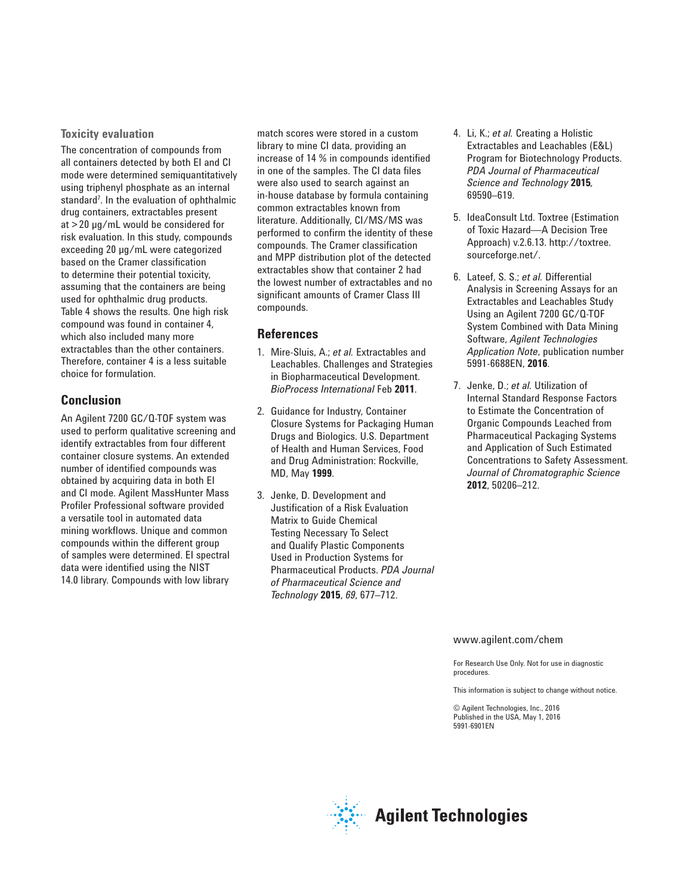### Toxicity evaluation

The concentration of compounds from all containers detected by both EI and CI mode were determined semiquantitatively using triphenyl phosphate as an internal standard[7]. In the evaluation of ophthalmic drug containers, extractables present at > 20 µg/mL would be considered for risk evaluation. In this study, compounds exceeding 20 µg/mL were categorized based on the Cramer classification to determine their potential toxicity, assuming that the containers are being used for ophthalmic drug products. Table 4 shows the results. One high risk compound was found in container 4, which also included many more extractables than the other containers. Therefore, container 4 is a less suitable choice for formulation.

## Conclusion

An Agilent 7200 GC/Q-TOF system was used to perform qualitative screening and identify extractables from four different container closure systems. An extended number of identified compounds was obtained by acquiring data in both EI and CI mode. Agilent MassHunter Mass Profiler Professional software provided a versatile tool in automated data mining workflows. Unique and common compounds within the different group of samples were determined. EI spectral data were identified using the NIST 14.0 library. Compounds with low library match scores were stored in a custom library to mine CI data, providing an increase of 14 % in compounds identified in one of the samples. The CI data files were also used to search against an in-house database by formula containing common extractables known from literature. Additionally, CI/MS/MS was performed to confirm the identity of these compounds. The Cramer classification and MPP distribution plot of the detected extractables show that container 2 had the lowest number of extractables and no significant amounts of Cramer Class III compounds.

## References

1. Mire-Sluis, A.; *et al.* Extractables and Leachables. Challenges and Strategies in Biopharmaceutical Development. *BioProcess International* Feb **2011**.
2. Guidance for Industry, Container Closure Systems for Packaging Human Drugs and Biologics. U.S. Department of Health and Human Services, Food and Drug Administration: Rockville, MD, May **1999**.
3. Jenke, D. Development and Justification of a Risk Evaluation Matrix to Guide Chemical Testing Necessary To Select and Qualify Plastic Components Used in Production Systems for Pharmaceutical Products. *PDA Journal of Pharmaceutical Science and Technology* **2015**, *69*, 677–712.
4. Li, K.; *et al.* Creating a Holistic Extractables and Leachables (E&L) Program for Biotechnology Products. *PDA Journal of Pharmaceutical Science and Technology* **2015**, 69590–619.
5. IdeaConsult Ltd. Toxtree (Estimation of Toxic Hazard—A Decision Tree Approach) v.2.6.13. http://toxtree.sourceforge.net/.
6. Lateef, S. S.; *et al.* Differential Analysis in Screening Assays for an Extractables and Leachables Study Using an Agilent 7200 GC/Q-TOF System Combined with Data Mining Software, *Agilent Technologies Application Note*, publication number 5991-6688EN, **2016**.
7. Jenke, D.; *et al.* Utilization of Internal Standard Response Factors to Estimate the Concentration of Organic Compounds Leached from Pharmaceutical Packaging Systems and Application of Such Estimated Concentrations to Safety Assessment. *Journal of Chromatographic Science* **2012**, 50206–212.

www.agilent.com/chem

For Research Use Only. Not for use in diagnostic procedures.

This information is subject to change without notice.

© Agilent Technologies, Inc., 2016
Published in the USA, May 1, 2016
5991-6901EN

Agilent Technologies